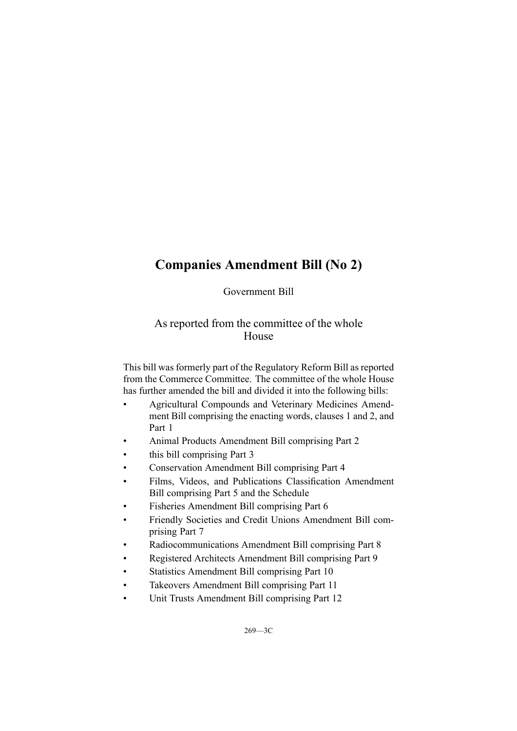# Companies Amendment Bill (No 2)

Government Bill

## As reported from the committee of the whole House

This bill was formerly part of the Regulatory Reform Bill as reported from the Commerce Committee. The committee of the whole House has further amended the bill and divided it into the following bills:

- Agricultural Compounds and Veterinary Medicines Amendment Bill comprising the enacting words, clauses 1 and 2, and Part 1
- Animal Products Amendment Bill comprising Part 2
- this bill comprising Part 3
- Conservation Amendment Bill comprising Part 4
- Films, Videos, and Publications Classification Amendment Bill comprising Part 5 and the Schedule
- Fisheries Amendment Bill comprising Part 6
- Friendly Societies and Credit Unions Amendment Bill comprising Part 7
- Radiocommunications Amendment Bill comprising Part 8
- Registered Architects Amendment Bill comprising Part 9
- Statistics Amendment Bill comprising Part 10
- Takeovers Amendment Bill comprising Part 11
- Unit Trusts Amendment Bill comprising Part 12

269—3C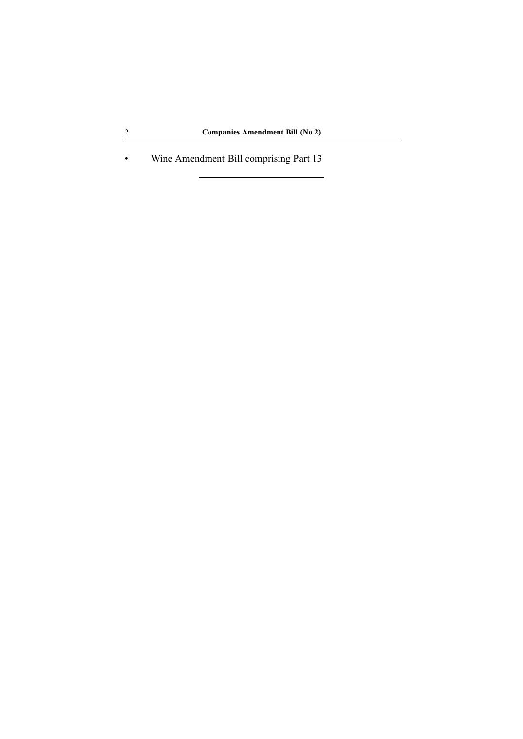- Wine Amendment Bill comprising Part 13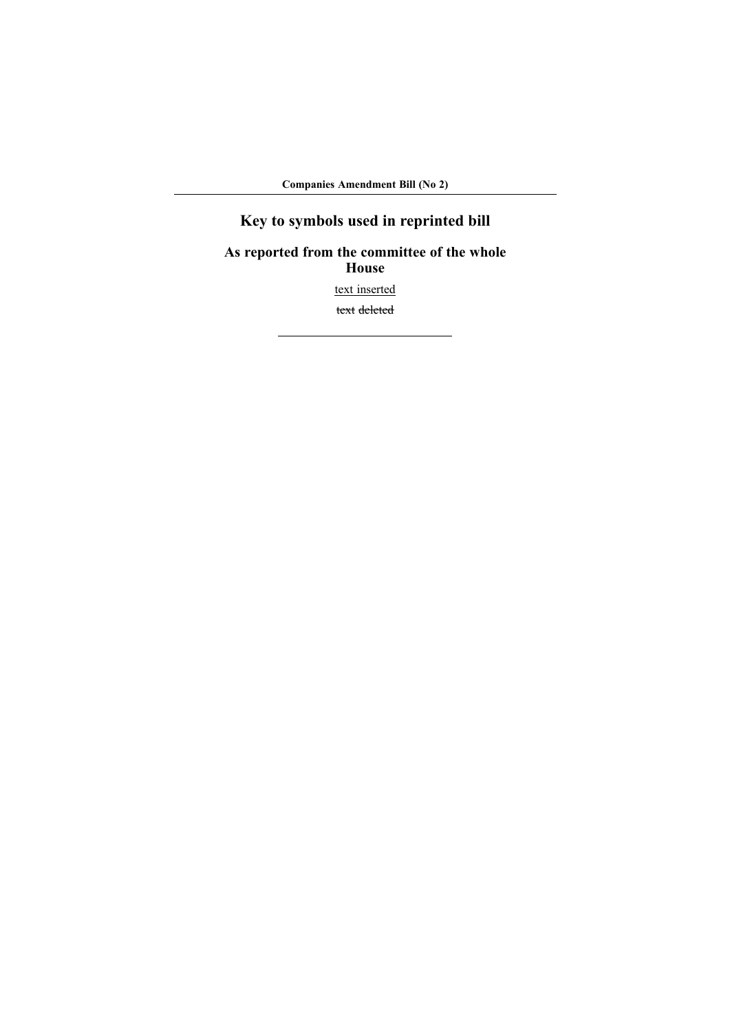# Key to symbols used in reprinted bill

## As reported from the committee of the whole House

text inserted

~~text deleted~~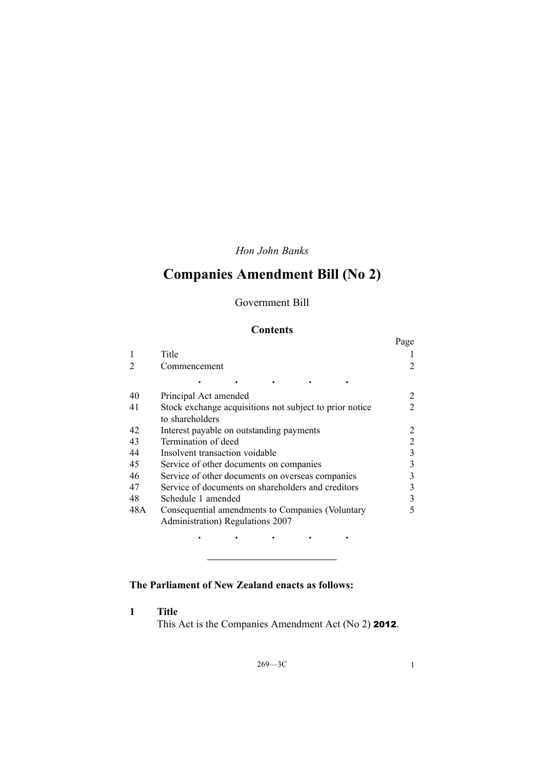*Hon John Banks*

# Companies Amendment Bill (No 2)

Government Bill

## Contents

| | | Page |
|---|---|---|
| 1 | Title | 1 |
| 2 | Commencement | 2 |
| | . . . . . | |
| 40 | Principal Act amended | 2 |
| 41 | Stock exchange acquisitions not subject to prior notice to shareholders | 2 |
| 42 | Interest payable on outstanding payments | 2 |
| 43 | Termination of deed | 2 |
| 44 | Insolvent transaction voidable | 3 |
| 45 | Service of other documents on companies | 3 |
| 46 | Service of other documents on overseas companies | 3 |
| 47 | Service of documents on shareholders and creditors | 3 |
| 48 | Schedule 1 amended | 3 |
| 48A | Consequential amendments to Companies (Voluntary Administration) Regulations 2007 | 5 |
| | . . . . . | |

---

**The Parliament of New Zealand enacts as follows:**

### 1 Title

This Act is the Companies Amendment Act (No 2) **2012**.

269—3C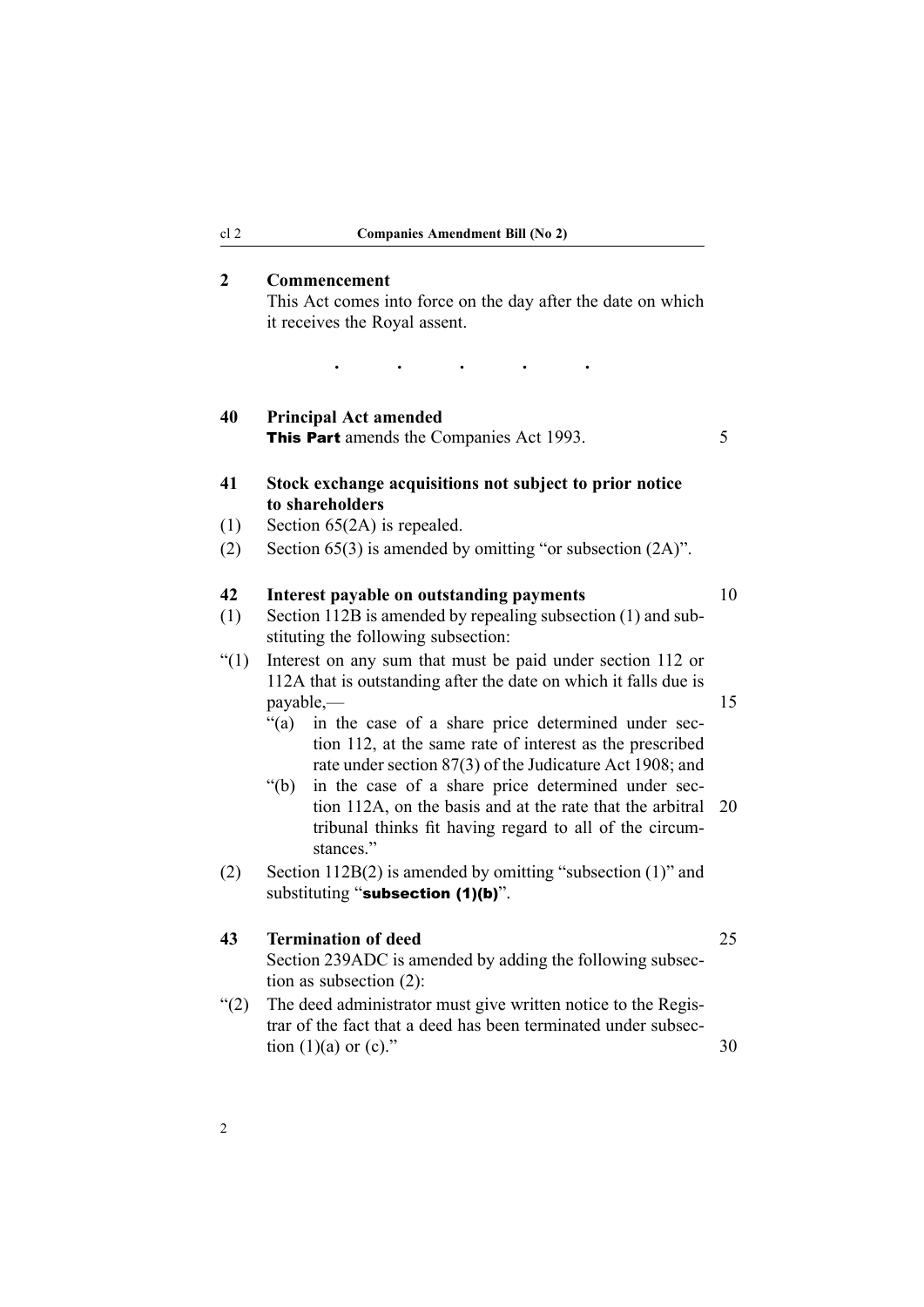## 2 Commencement

This Act comes into force on the day after the date on which it receives the Royal assent.

. . . . .

## 40 Principal Act amended

**This Part** amends the Companies Act 1993.

## 41 Stock exchange acquisitions not subject to prior notice to shareholders

(1) Section 65(2A) is repealed.

(2) Section 65(3) is amended by omitting "or subsection (2A)".

## 42 Interest payable on outstanding payments

(1) Section 112B is amended by repealing subsection (1) and substituting the following subsection:

"(1) Interest on any sum that must be paid under section 112 or 112A that is outstanding after the date on which it falls due is payable,—

"(a) in the case of a share price determined under section 112, at the same rate of interest as the prescribed rate under section 87(3) of the Judicature Act 1908; and

"(b) in the case of a share price determined under section 112A, on the basis and at the rate that the arbitral tribunal thinks fit having regard to all of the circumstances."

(2) Section 112B(2) is amended by omitting "subsection (1)" and substituting "**subsection (1)(b)**".

## 43 Termination of deed

Section 239ADC is amended by adding the following subsection as subsection (2):

"(2) The deed administrator must give written notice to the Registrar of the fact that a deed has been terminated under subsection (1)(a) or (c)."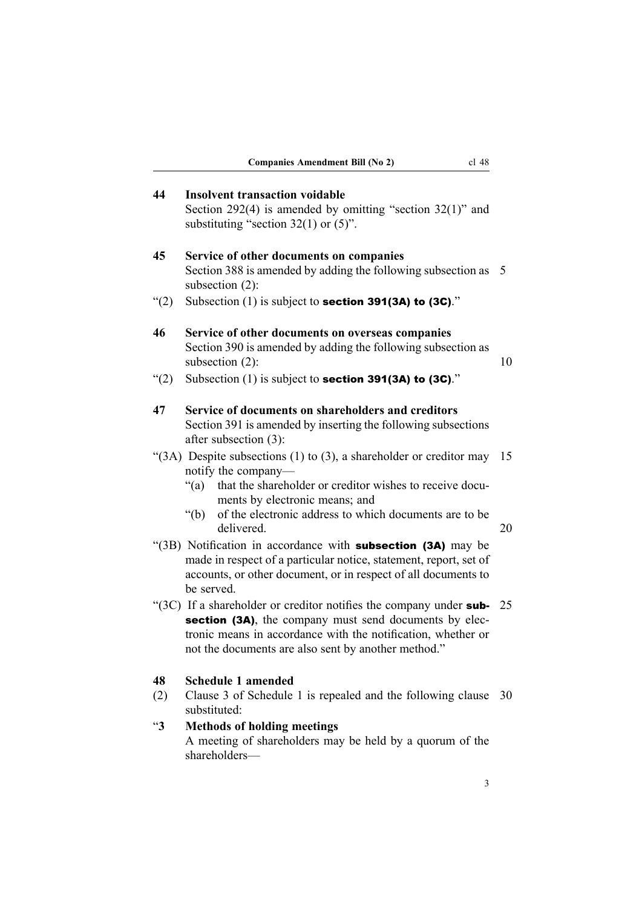## 44 Insolvent transaction voidable

Section 292(4) is amended by omitting "section 32(1)" and substituting "section 32(1) or (5)".

## 45 Service of other documents on companies

Section 388 is amended by adding the following subsection as subsection (2):

"(2) Subsection (1) is subject to **section 391(3A) to (3C)**."

## 46 Service of other documents on overseas companies

Section 390 is amended by adding the following subsection as subsection (2):

"(2) Subsection (1) is subject to **section 391(3A) to (3C)**."

## 47 Service of documents on shareholders and creditors

Section 391 is amended by inserting the following subsections after subsection (3):

"(3A) Despite subsections (1) to (3), a shareholder or creditor may notify the company—

- "(a) that the shareholder or creditor wishes to receive documents by electronic means; and
- "(b) of the electronic address to which documents are to be delivered.

"(3B) Notification in accordance with **subsection (3A)** may be made in respect of a particular notice, statement, report, set of accounts, or other document, or in respect of all documents to be served.

"(3C) If a shareholder or creditor notifies the company under **subsection (3A)**, the company must send documents by electronic means in accordance with the notification, whether or not the documents are also sent by another method."

## 48 Schedule 1 amended

(2) Clause 3 of Schedule 1 is repealed and the following clause substituted:

"**3 Methods of holding meetings**

A meeting of shareholders may be held by a quorum of the shareholders—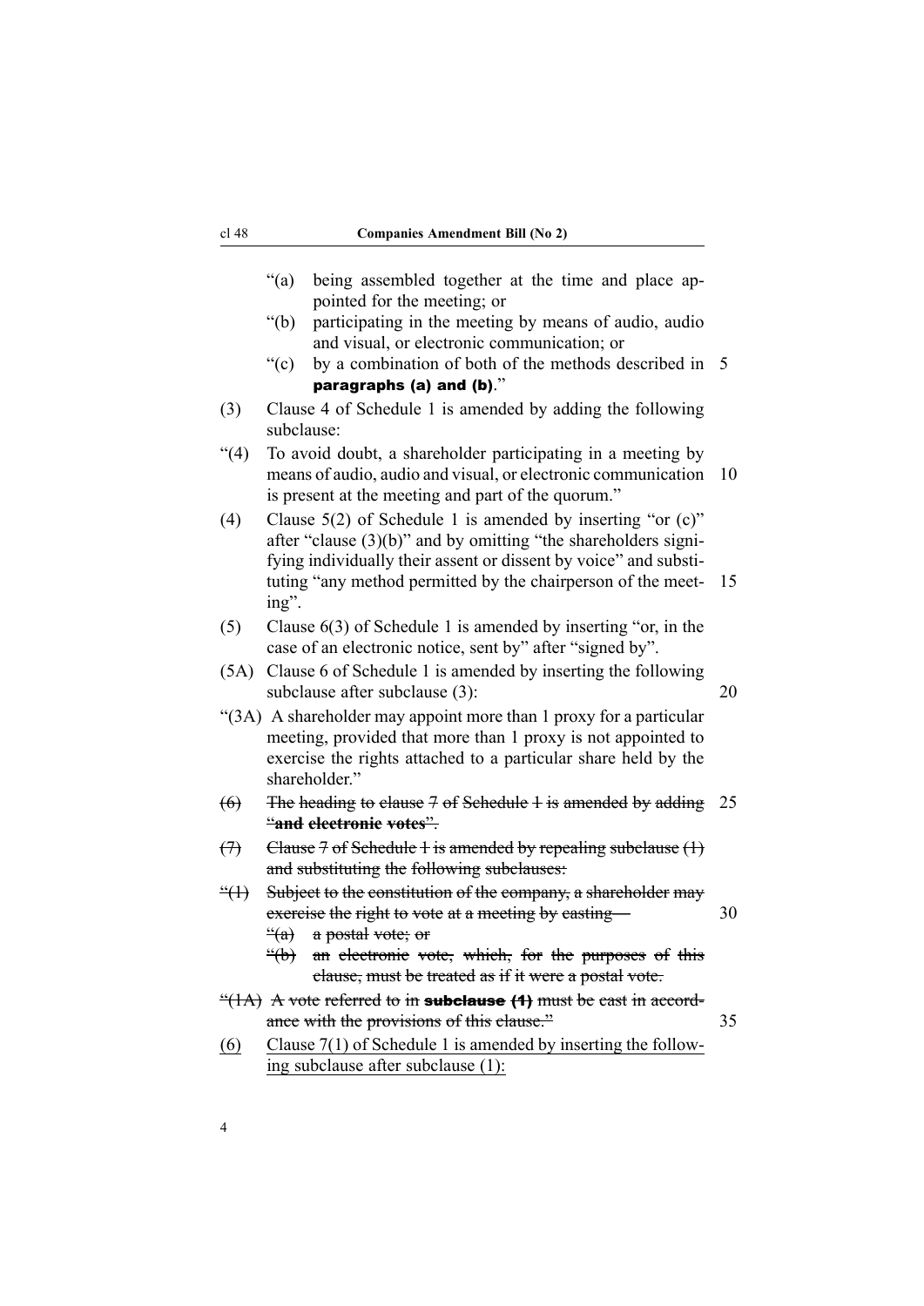"(a) being assembled together at the time and place appointed for the meeting; or

"(b) participating in the meeting by means of audio, audio and visual, or electronic communication; or

"(c) by a combination of both of the methods described in **paragraphs (a) and (b)**."

(3) Clause 4 of Schedule 1 is amended by adding the following subclause:

"(4) To avoid doubt, a shareholder participating in a meeting by means of audio, audio and visual, or electronic communication is present at the meeting and part of the quorum."

(4) Clause 5(2) of Schedule 1 is amended by inserting "or (c)" after "clause (3)(b)" and by omitting "the shareholders signifying individually their assent or dissent by voice" and substituting "any method permitted by the chairperson of the meeting".

(5) Clause 6(3) of Schedule 1 is amended by inserting "or, in the case of an electronic notice, sent by" after "signed by".

(5A) Clause 6 of Schedule 1 is amended by inserting the following subclause after subclause (3):

"(3A) A shareholder may appoint more than 1 proxy for a particular meeting, provided that more than 1 proxy is not appointed to exercise the rights attached to a particular share held by the shareholder."

~~(6) The heading to clause 7 of Schedule 1 is amended by adding "**and electronic votes**".~~

~~(7) Clause 7 of Schedule 1 is amended by repealing subclause (1) and substituting the following subclauses:~~

~~"(1) Subject to the constitution of the company, a shareholder may exercise the right to vote at a meeting by casting—~~

~~"(a) a postal vote; or~~

~~"(b) an electronic vote, which, for the purposes of this clause, must be treated as if it were a postal vote.~~

~~"(1A) A vote referred to in **subclause (1)** must be cast in accordance with the provisions of this clause."~~

<u>(6) Clause 7(1) of Schedule 1 is amended by inserting the following subclause after subclause (1):</u>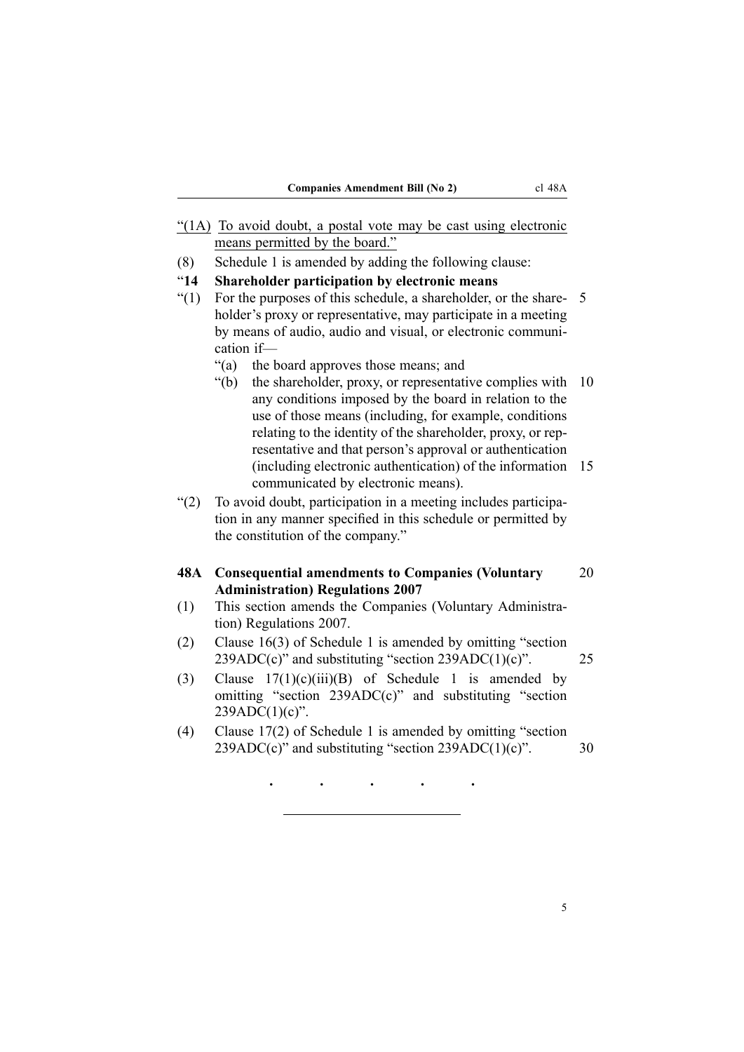"(1A) To avoid doubt, a postal vote may be cast using electronic means permitted by the board."

(8) Schedule 1 is amended by adding the following clause:

"**14 Shareholder participation by electronic means**

"(1) For the purposes of this schedule, a shareholder, or the shareholder's proxy or representative, may participate in a meeting by means of audio, audio and visual, or electronic communication if—

"(a) the board approves those means; and

"(b) the shareholder, proxy, or representative complies with any conditions imposed by the board in relation to the use of those means (including, for example, conditions relating to the identity of the shareholder, proxy, or representative and that person's approval or authentication (including electronic authentication) of the information communicated by electronic means).

"(2) To avoid doubt, participation in a meeting includes participation in any manner specified in this schedule or permitted by the constitution of the company."

**48A Consequential amendments to Companies (Voluntary Administration) Regulations 2007**

(1) This section amends the Companies (Voluntary Administration) Regulations 2007.

(2) Clause 16(3) of Schedule 1 is amended by omitting "section 239ADC(c)" and substituting "section 239ADC(1)(c)".

(3) Clause 17(1)(c)(iii)(B) of Schedule 1 is amended by omitting "section 239ADC(c)" and substituting "section 239ADC(1)(c)".

(4) Clause 17(2) of Schedule 1 is amended by omitting "section 239ADC(c)" and substituting "section 239ADC(1)(c)".

. . . . .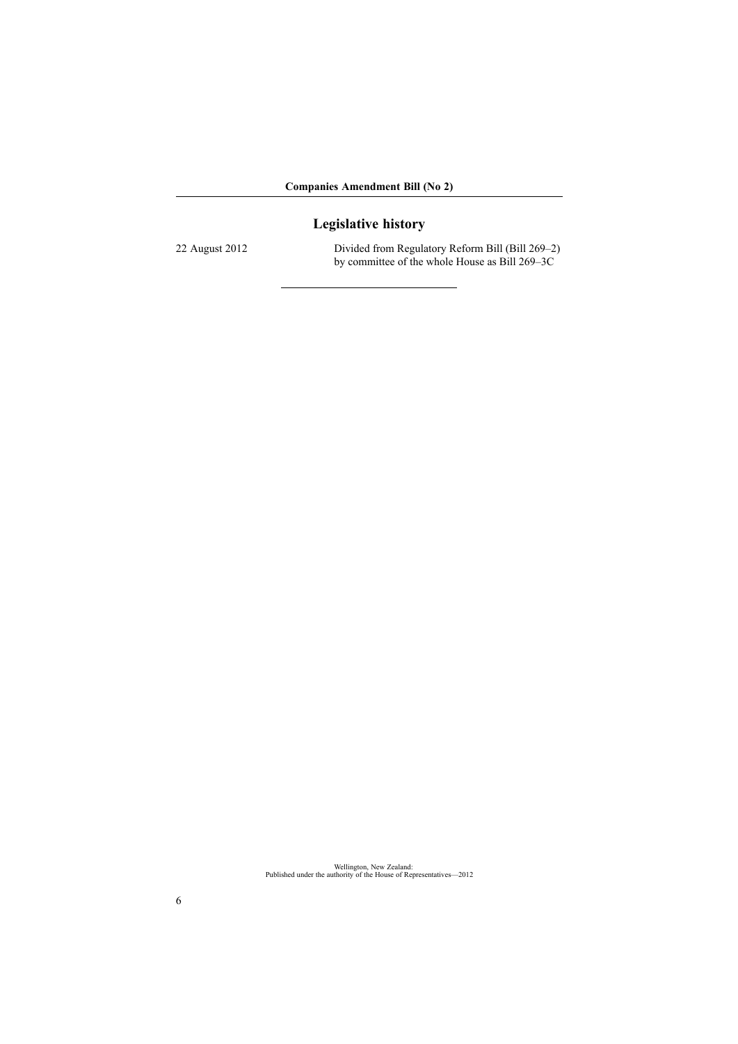## Legislative history

| | |
|---|---|
| 22 August 2012 | Divided from Regulatory Reform Bill (Bill 269–2) by committee of the whole House as Bill 269–3C |

Wellington, New Zealand:
Published under the authority of the House of Representatives—2012